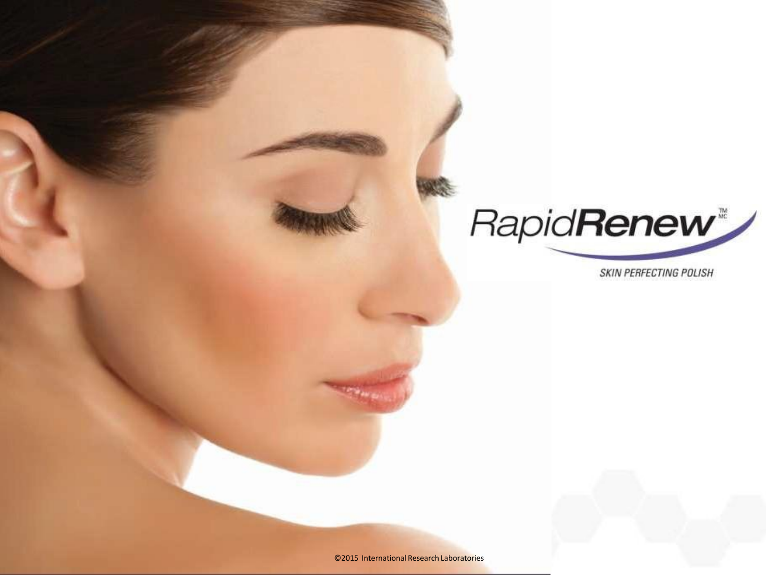# Rapid**Renew**™

SKIN PERFECTING POLISH

©2015 International Research Laboratories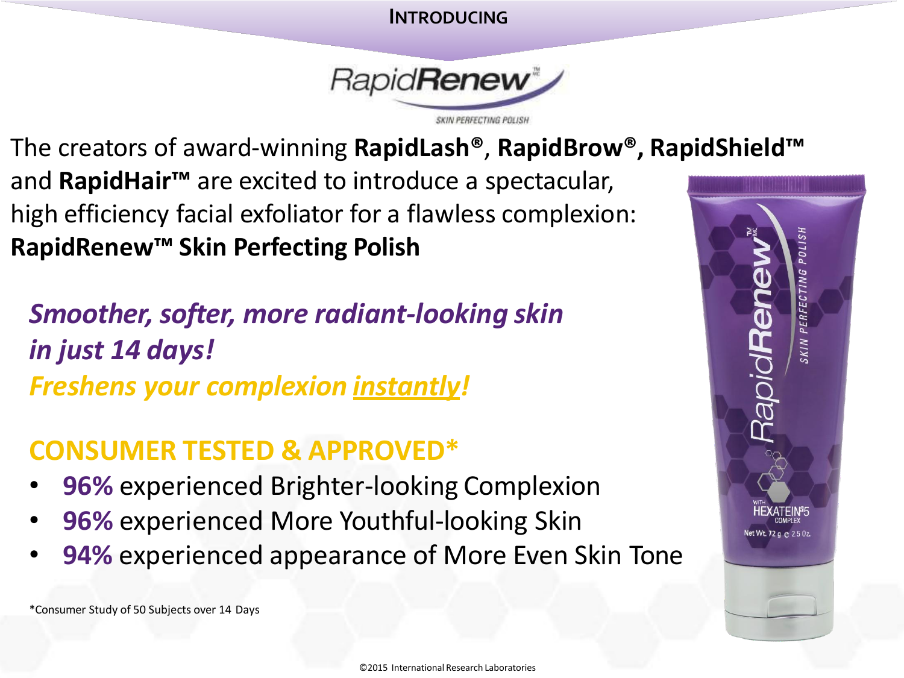INTRODUCING

# RapidRenew™

SKIN PERFECTING POLISH

The creators of award-winning **RapidLash®**, **RapidBrow®, RapidShield™** and **RapidHair™** are excited to introduce a spectacular, high efficiency facial exfoliator for a flawless complexion: **RapidRenew™ Skin Perfecting Polish**

***Smoothen, softer, more radiant-looking skin in just 14 days!***

***Freshens your complexion instantly!***

## CONSUMER TESTED & APPROVED*

- **96%** experienced Brighter-looking Complexion
- **96%** experienced More Youthful-looking Skin
- **94%** experienced appearance of More Even Skin Tone

*Consumer Study of 50 Subjects over 14 Days

©2015 International Research Laboratories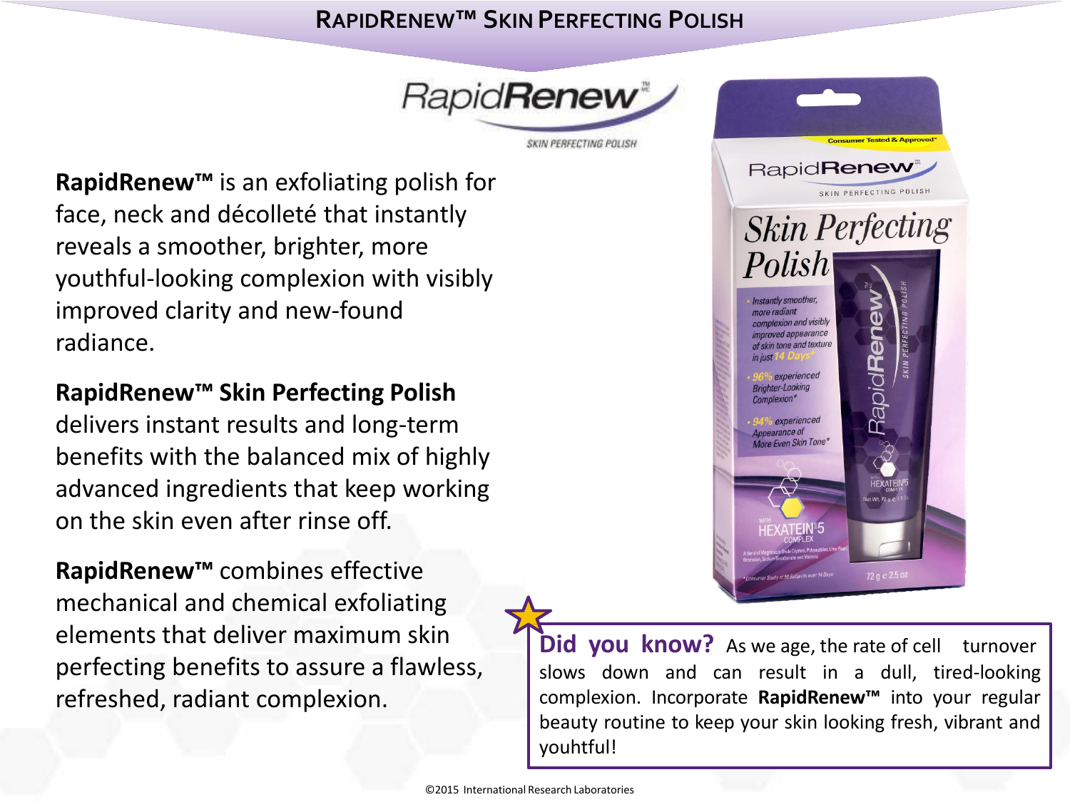# RapidRenew™ Skin Perfecting Polish

**RapidRenew™** is an exfoliating polish for face, neck and décolleté that instantly reveals a smoother, brighter, more youthful-looking complexion with visibly improved clarity and new-found radiance.

**RapidRenew™ Skin Perfecting Polish** delivers instant results and long-term benefits with the balanced mix of highly advanced ingredients that keep working on the skin even after rinse off.

**RapidRenew™** combines effective mechanical and chemical exfoliating elements that deliver maximum skin perfecting benefits to assure a flawless, refreshed, radiant complexion.

**Did you know?** As we age, the rate of cell turnover slows down and can result in a dull, tired-looking complexion. Incorporate **RapidRenew™** into your regular beauty routine to keep your skin looking fresh, vibrant and youhtful!

©2015 International Research Laboratories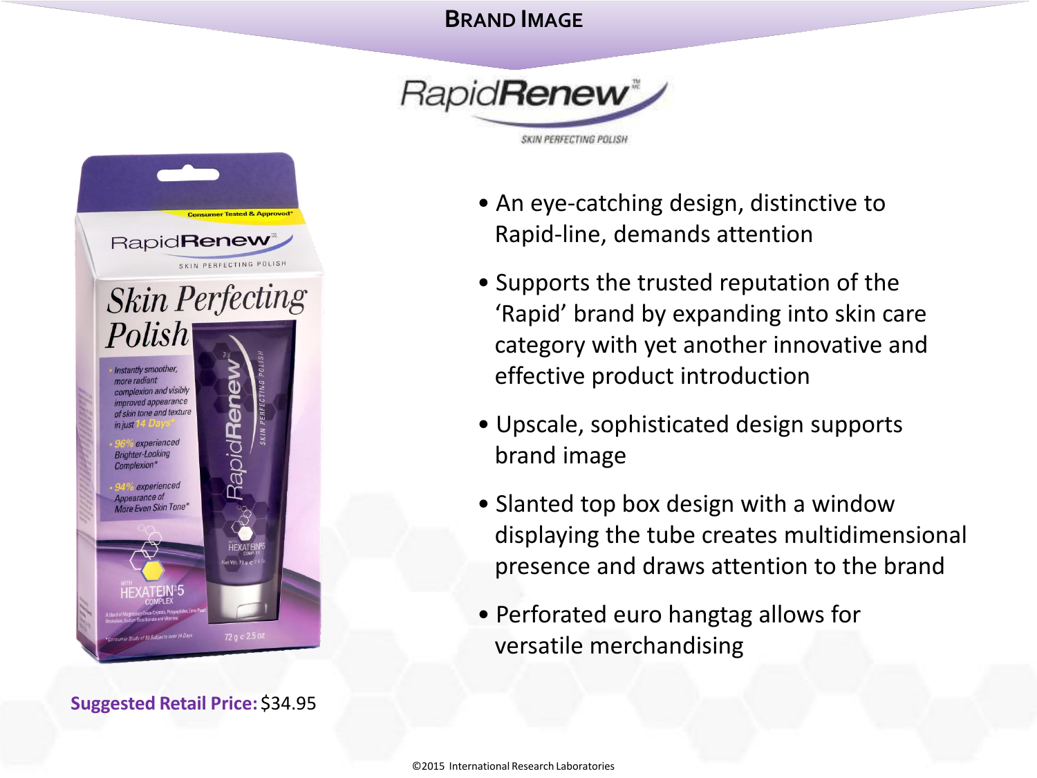# BRAND IMAGE

RapidRenew™

SKIN PERFECTING POLISH

- An eye-catching design, distinctive to Rapid-line, demands attention
- Supports the trusted reputation of the 'Rapid' brand by expanding into skin care category with yet another innovative and effective product introduction
- Upscale, sophisticated design supports brand image
- Slanted top box design with a window displaying the tube creates multidimensional presence and draws attention to the brand
- Perforated euro hangtag allows for versatile merchandising

**Suggested Retail Price:** $34.95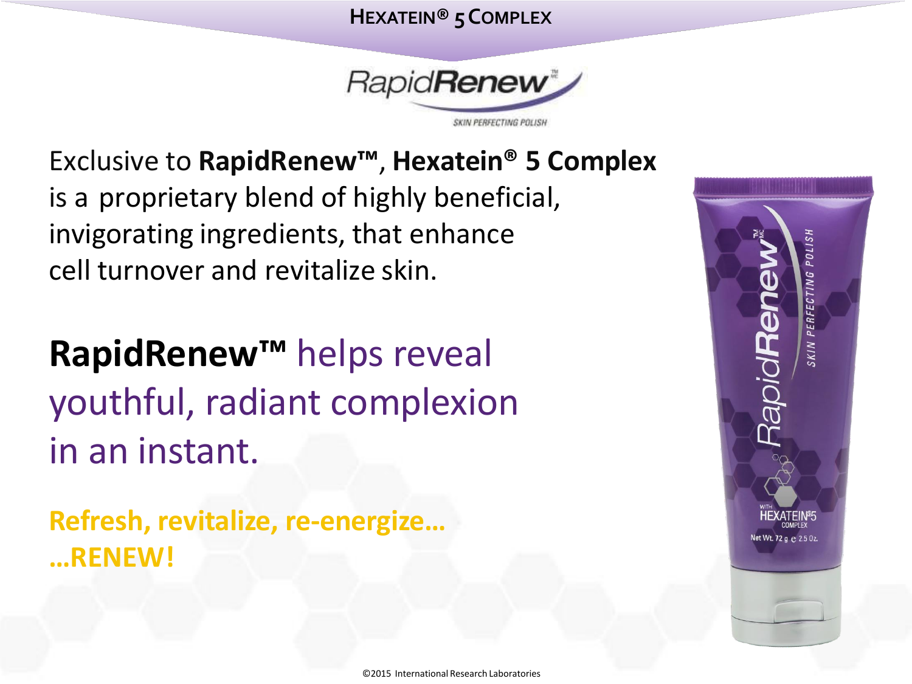# Hexatein® 5 Complex

RapidRenew™
SKIN PERFECTING POLISH

Exclusive to **RapidRenew™**, **Hexatein® 5 Complex** is a proprietary blend of highly beneficial, invigorating ingredients, that enhance cell turnover and revitalize skin.

## **RapidRenew™** helps reveal youthful, radiant complexion in an instant.

**Refresh, revitalize, re-energize…**
**…RENEW!**

©2015 International Research Laboratories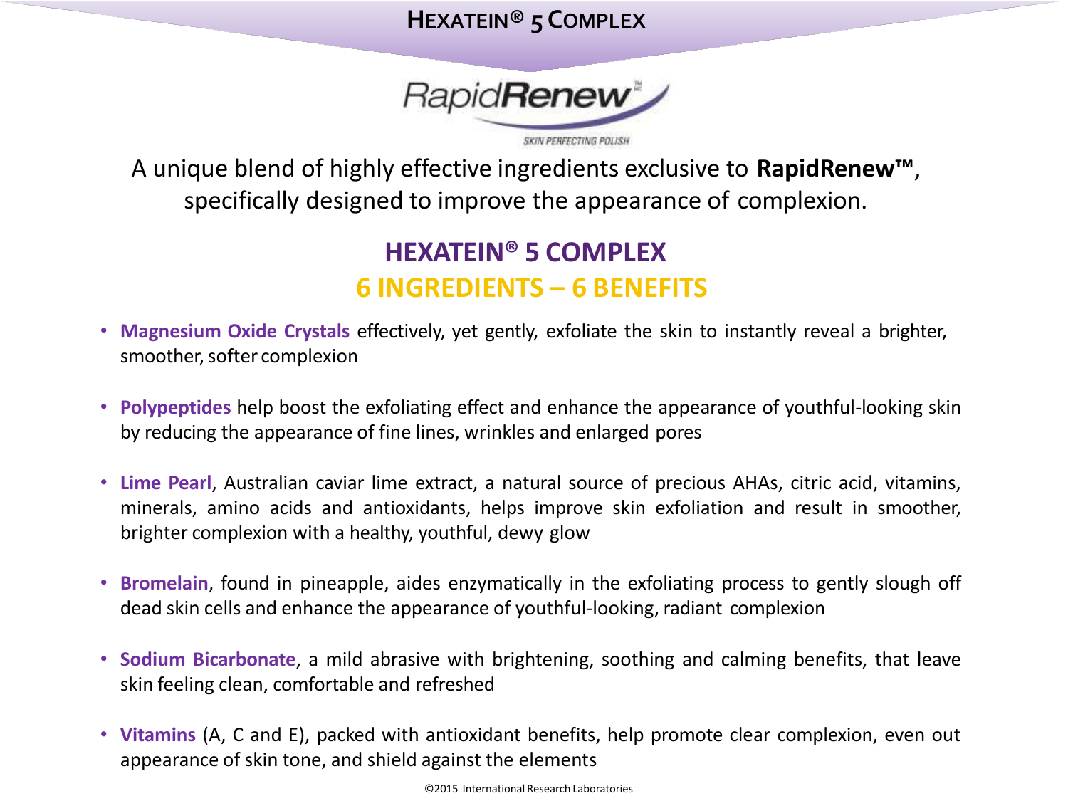# HEXATEIN® 5 COMPLEX

RapidRenew™

SKIN PERFECTING POLISH

A unique blend of highly effective ingredients exclusive to **RapidRenew™**, specifically designed to improve the appearance of complexion.

## HEXATEIN® 5 COMPLEX
## 6 INGREDIENTS – 6 BENEFITS

- **Magnesium Oxide Crystals** effectively, yet gently, exfoliate the skin to instantly reveal a brighter, smoother, softer complexion
- **Polypeptides** help boost the exfoliating effect and enhance the appearance of youthful-looking skin by reducing the appearance of fine lines, wrinkles and enlarged pores
- **Lime Pearl**, Australian caviar lime extract, a natural source of precious AHAs, citric acid, vitamins, minerals, amino acids and antioxidants, helps improve skin exfoliation and result in smoother, brighter complexion with a healthy, youthful, dewy glow
- **Bromelain**, found in pineapple, aides enzymatically in the exfoliating process to gently slough off dead skin cells and enhance the appearance of youthful-looking, radiant complexion
- **Sodium Bicarbonate**, a mild abrasive with brightening, soothing and calming benefits, that leave skin feeling clean, comfortable and refreshed
- **Vitamins** (A, C and E), packed with antioxidant benefits, help promote clear complexion, even out appearance of skin tone, and shield against the elements

©2015 International Research Laboratories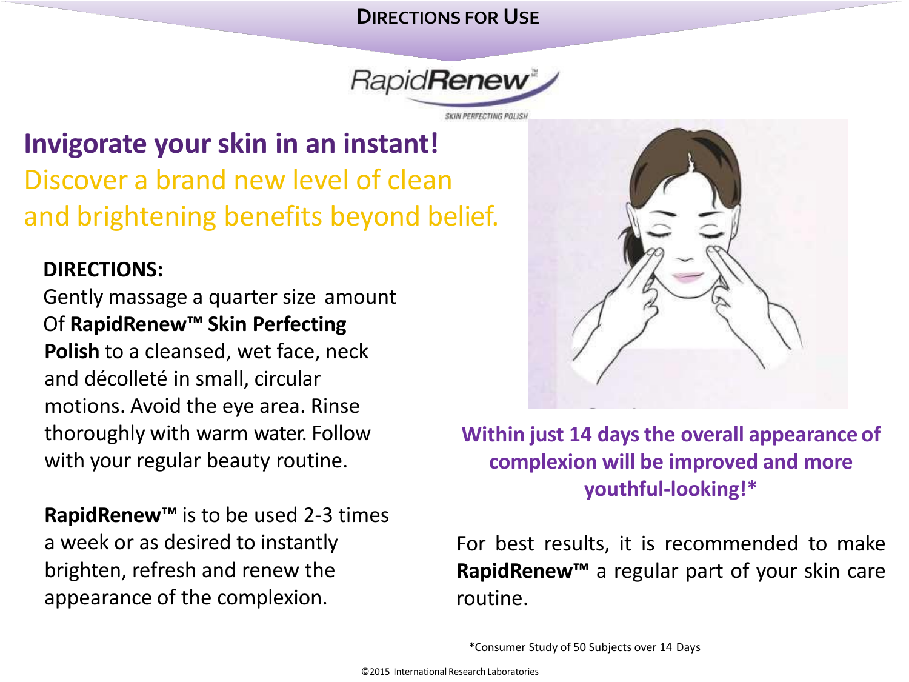# DIRECTIONS FOR USE

RapidRenew™

SKIN PERFECTING POLISH

## Invigorate your skin in an instant!

Discover a brand new level of clean and brightening benefits beyond belief.

**DIRECTIONS:**

Gently massage a quarter size amount Of **RapidRenew™ Skin Perfecting Polish** to a cleansed, wet face, neck and décolleté in small, circular motions. Avoid the eye area. Rinse thoroughly with warm water. Follow with your regular beauty routine.

**RapidRenew™** is to be used 2-3 times a week or as desired to instantly brighten, refresh and renew the appearance of the complexion.

**Within just 14 days the overall appearance of complexion will be improved and more youthful-looking!***

For best results, it is recommended to make **RapidRenew™** a regular part of your skin care routine.

*Consumer Study of 50 Subjects over 14 Days

©2015 International Research Laboratories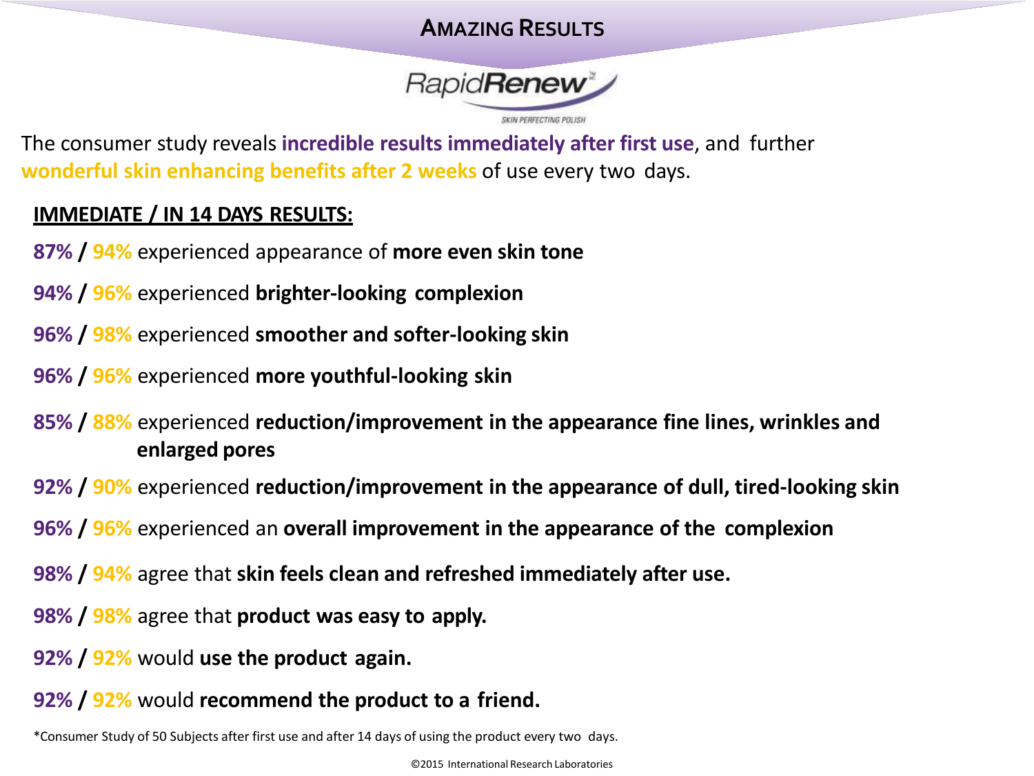# AMAZING RESULTS

RapidRenew™

SKIN PERFECTING POLISH

The consumer study reveals **incredible results immediately after first use**, and further **wonderful skin enhancing benefits after 2 weeks** of use every two days.

**IMMEDIATE / IN 14 DAYS RESULTS:**

**87% / 94%** experienced appearance of **more even skin tone**

**94% / 96%** experienced **brighter-looking complexion**

**96% / 98%** experienced **smoother and softer-looking skin**

**96% / 96%** experienced **more youthful-looking skin**

**85% / 88%** experienced **reduction/improvement in the appearance fine lines, wrinkles and enlarged pores**

**92% / 90%** experienced **reduction/improvement in the appearance of dull, tired-looking skin**

**96% / 96%** experienced an **overall improvement in the appearance of the complexion**

**98% / 94%** agree that **skin feels clean and refreshed immediately after use.**

**98% / 98%** agree that **product was easy to apply.**

**92% / 92%** would **use the product again.**

**92% / 92%** would **recommend the product to a friend.**

*Consumer Study of 50 Subjects after first use and after 14 days of using the product every two days.

©2015 International Research Laboratories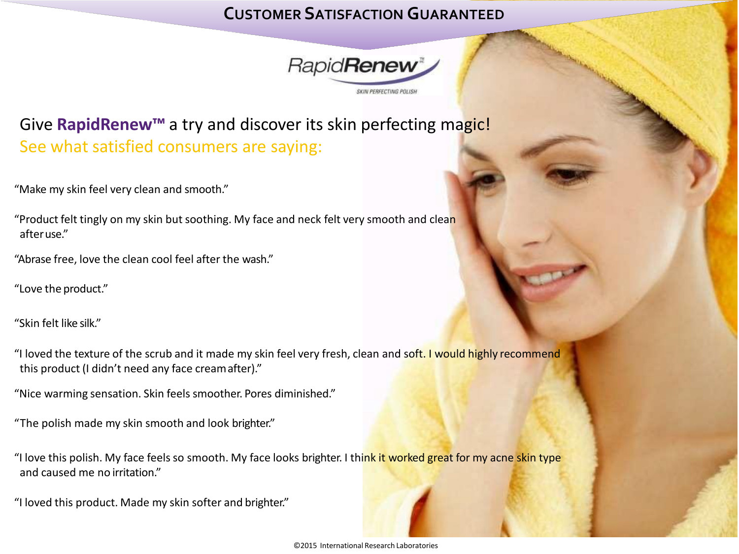# CUSTOMER SATISFACTION GUARANTEED

RapidRenew™

SKIN PERFECTING POLISH

## Give **RapidRenew™** a try and discover its skin perfecting magic!

### See what satisfied consumers are saying:

"Make my skin feel very clean and smooth."

"Product felt tingly on my skin but soothing. My face and neck felt very smooth and clean after use."

"Abrase free, love the clean cool feel after the wash."

"Love the product."

"Skin felt like silk."

"I loved the texture of the scrub and it made my skin feel very fresh, clean and soft. I would highly recommend this product (I didn't need any face cream after)."

"Nice warming sensation. Skin feels smoother. Pores diminished."

"The polish made my skin smooth and look brighter."

"I love this polish. My face feels so smooth. My face looks brighter. I think it worked great for my acne skin type and caused me no irritation."

"I loved this product. Made my skin softer and brighter."

©2015 International Research Laboratories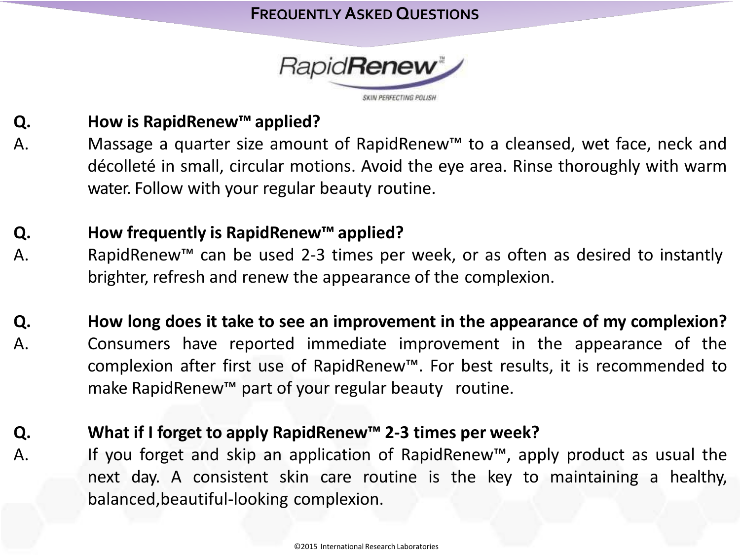## Frequently Asked Questions

RapidRenew™

SKIN PERFECTING POLISH

**Q. How is RapidRenew™ applied?**

A. Massage a quarter size amount of RapidRenew™ to a cleansed, wet face, neck and décolleté in small, circular motions. Avoid the eye area. Rinse thoroughly with warm water. Follow with your regular beauty routine.

**Q. How frequently is RapidRenew™ applied?**

A. RapidRenew™ can be used 2-3 times per week, or as often as desired to instantly brighter, refresh and renew the appearance of the complexion.

**Q. How long does it take to see an improvement in the appearance of my complexion?**

A. Consumers have reported immediate improvement in the appearance of the complexion after first use of RapidRenew™. For best results, it is recommended to make RapidRenew™ part of your regular beauty routine.

**Q. What if I forget to apply RapidRenew™ 2-3 times per week?**

A. If you forget and skip an application of RapidRenew™, apply product as usual the next day. A consistent skin care routine is the key to maintaining a healthy, balanced,beautiful-looking complexion.

©2015 International Research Laboratories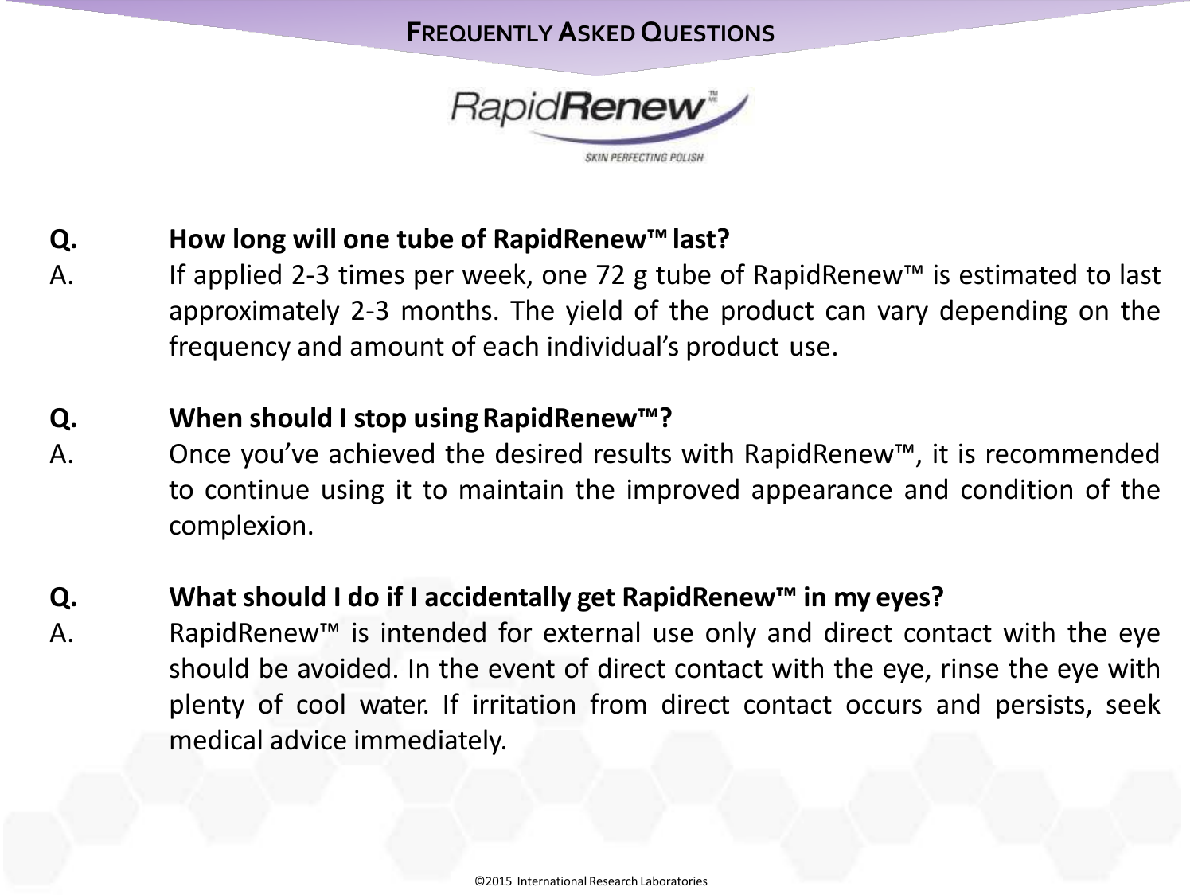## Frequently Asked Questions

RapidRenew™
SKIN PERFECTING POLISH

**Q. How long will one tube of RapidRenew™ last?**

A. If applied 2-3 times per week, one 72 g tube of RapidRenew™ is estimated to last approximately 2-3 months. The yield of the product can vary depending on the frequency and amount of each individual's product use.

**Q. When should I stop using RapidRenew™?**

A. Once you've achieved the desired results with RapidRenew™, it is recommended to continue using it to maintain the improved appearance and condition of the complexion.

**Q. What should I do if I accidentally get RapidRenew™ in my eyes?**

A. RapidRenew™ is intended for external use only and direct contact with the eye should be avoided. In the event of direct contact with the eye, rinse the eye with plenty of cool water. If irritation from direct contact occurs and persists, seek medical advice immediately.

©2015 International Research Laboratories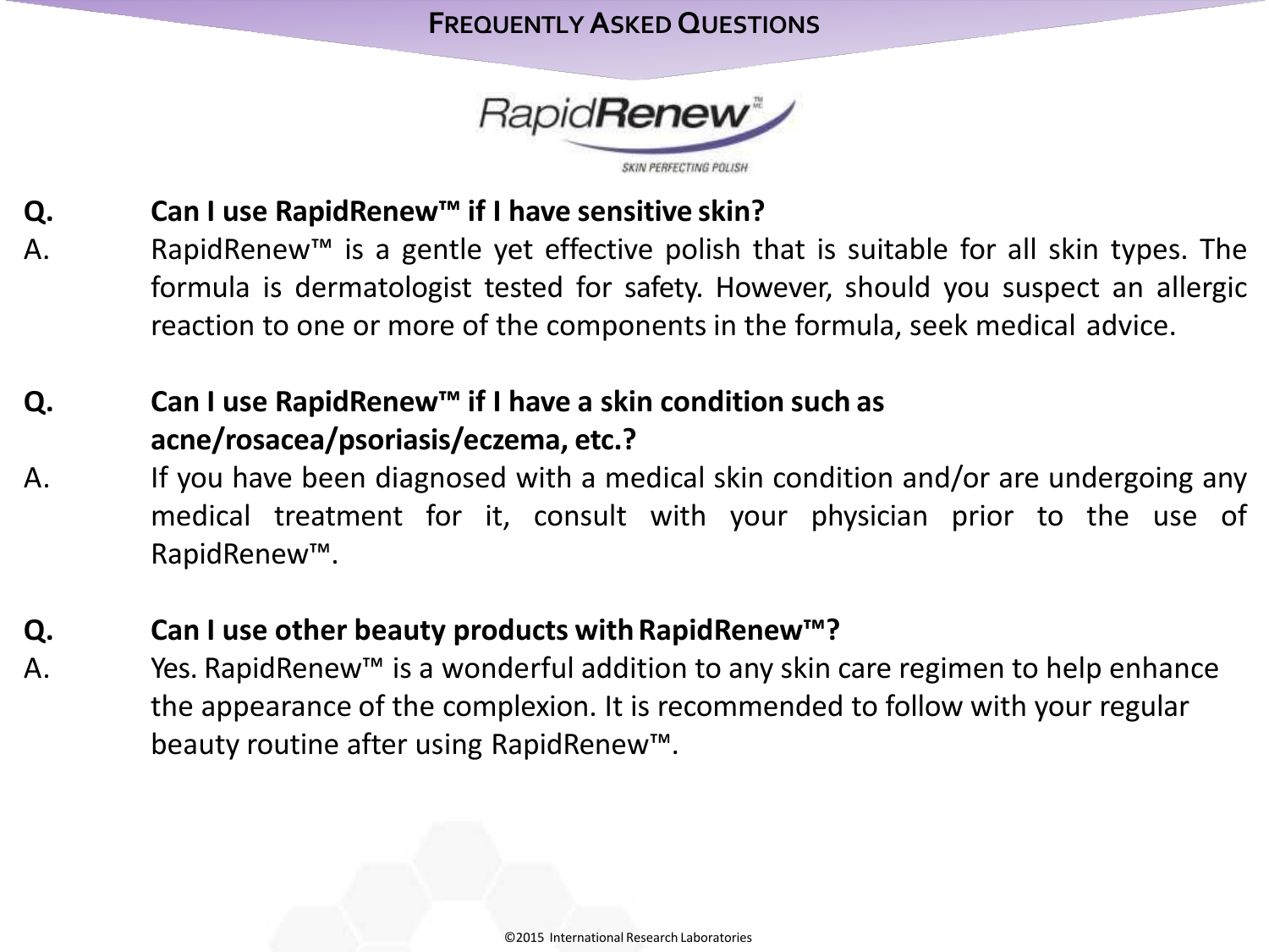# Frequently Asked Questions

RapidRenew™

SKIN PERFECTING POLISH

**Q. Can I use RapidRenew™ if I have sensitive skin?**

A. RapidRenew™ is a gentle yet effective polish that is suitable for all skin types. The formula is dermatologist tested for safety. However, should you suspect an allergic reaction to one or more of the components in the formula, seek medical advice.

**Q. Can I use RapidRenew™ if I have a skin condition such as acne/rosacea/psoriasis/eczema, etc.?**

A. If you have been diagnosed with a medical skin condition and/or are undergoing any medical treatment for it, consult with your physician prior to the use of RapidRenew™.

**Q. Can I use other beauty products with RapidRenew™?**

A. Yes. RapidRenew™ is a wonderful addition to any skin care regimen to help enhance the appearance of the complexion. It is recommended to follow with your regular beauty routine after using RapidRenew™.

©2015 International Research Laboratories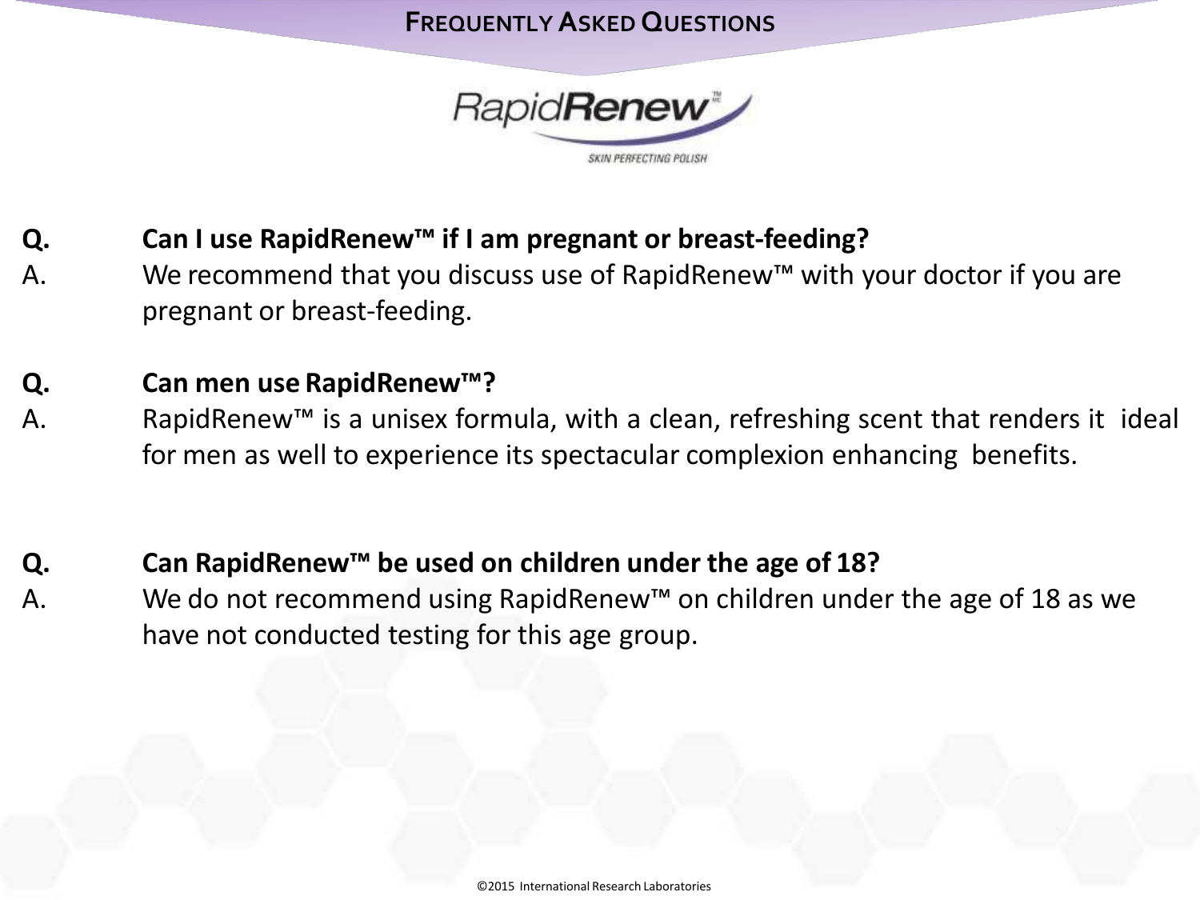# Frequently Asked Questions

RapidRenew™

SKIN PERFECTING POLISH

**Q. Can I use RapidRenew™ if I am pregnant or breast-feeding?**

A. We recommend that you discuss use of RapidRenew™ with your doctor if you are pregnant or breast-feeding.

**Q. Can men use RapidRenew™?**

A. RapidRenew™ is a unisex formula, with a clean, refreshing scent that renders it ideal for men as well to experience its spectacular complexion enhancing benefits.

**Q. Can RapidRenew™ be used on children under the age of 18?**

A. We do not recommend using RapidRenew™ on children under the age of 18 as we have not conducted testing for this age group.

©2015 International Research Laboratories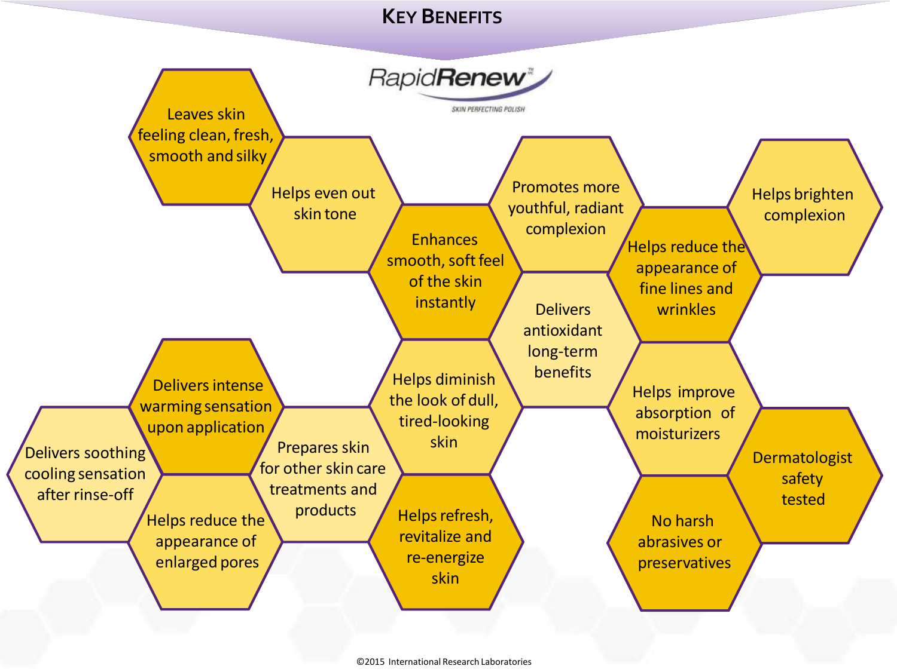# Key Benefits

RapidRenew™
SKIN PERFECTING POLISH

- Leaves skin feeling clean, fresh, smooth and silky
- Helps even out skin tone
- Enhances smooth, soft feel of the skin instantly
- Promotes more youthful, radiant complexion
- Helps reduce the appearance of fine lines and wrinkles
- Helps brighten complexion
- Delivers antioxidant long-term benefits
- Helps diminish the look of dull, tired-looking skin
- Helps improve absorption of moisturizers
- Dermatologist safety tested
- No harsh abrasives or preservatives
- Helps refresh, revitalize and re-energize skin
- Prepares skin for other skin care treatments and products
- Delivers intense warming sensation upon application
- Delivers soothing cooling sensation after rinse-off
- Helps reduce the appearance of enlarged pores

©2015 International Research Laboratories